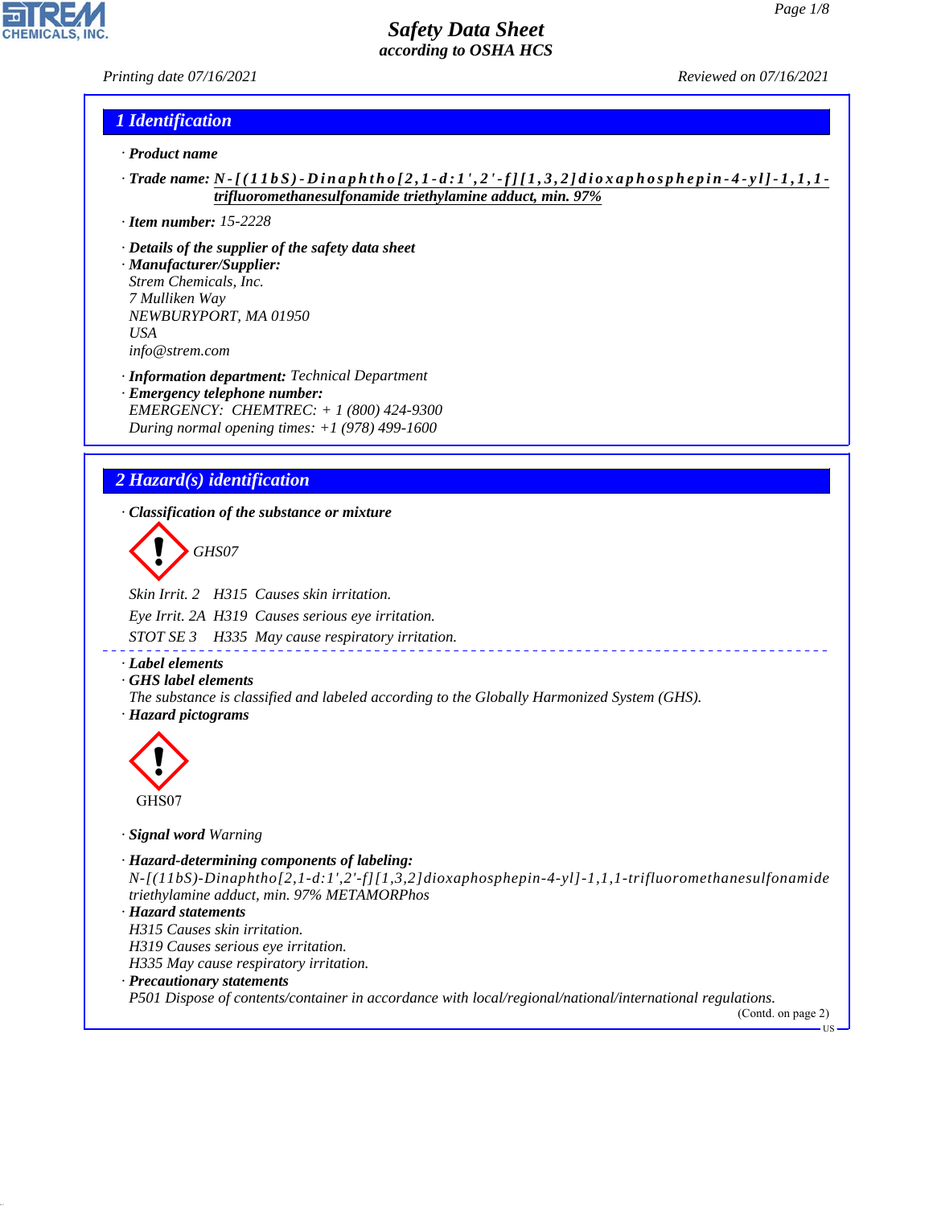# Safety Data Sheet
### according to OSHA HCS

Printing date 07/16/2021 | Reviewed on 07/16/2021

## 1 Identification

· **Product name**

· **Trade name:** N-[(11bS)-Dinaphtho[2,1-d:1',2'-f][1,3,2]dioxaphosphepin-4-yl]-1,1,1-trifluoromethanesulfonamide triethylamine adduct, min. 97%

· **Item number:** 15-2228

· **Details of the supplier of the safety data sheet**
· **Manufacturer/Supplier:**
Strem Chemicals, Inc.
7 Mulliken Way
NEWBURYPORT, MA 01950
USA
info@strem.com

· **Information department:** Technical Department
· **Emergency telephone number:**
EMERGENCY: CHEMTREC: + 1 (800) 424-9300
During normal opening times: +1 (978) 499-1600

## 2 Hazard(s) identification

· **Classification of the substance or mixture**

GHS07

Skin Irrit. 2 H315 Causes skin irritation.

Eye Irrit. 2A H319 Causes serious eye irritation.

STOT SE 3 H335 May cause respiratory irritation.

· **Label elements**
· **GHS label elements**
The substance is classified and labeled according to the Globally Harmonized System (GHS).
· **Hazard pictograms**

GHS07

· **Signal word** Warning

· **Hazard-determining components of labeling:**
N-[(11bS)-Dinaphtho[2,1-d:1',2'-f][1,3,2]dioxaphosphepin-4-yl]-1,1,1-trifluoromethanesulfonamide triethylamine adduct, min. 97% METAMORPhos
· **Hazard statements**
H315 Causes skin irritation.
H319 Causes serious eye irritation.
H335 May cause respiratory irritation.
· **Precautionary statements**
P501 Dispose of contents/container in accordance with local/regional/national/international regulations.

(Contd. on page 2)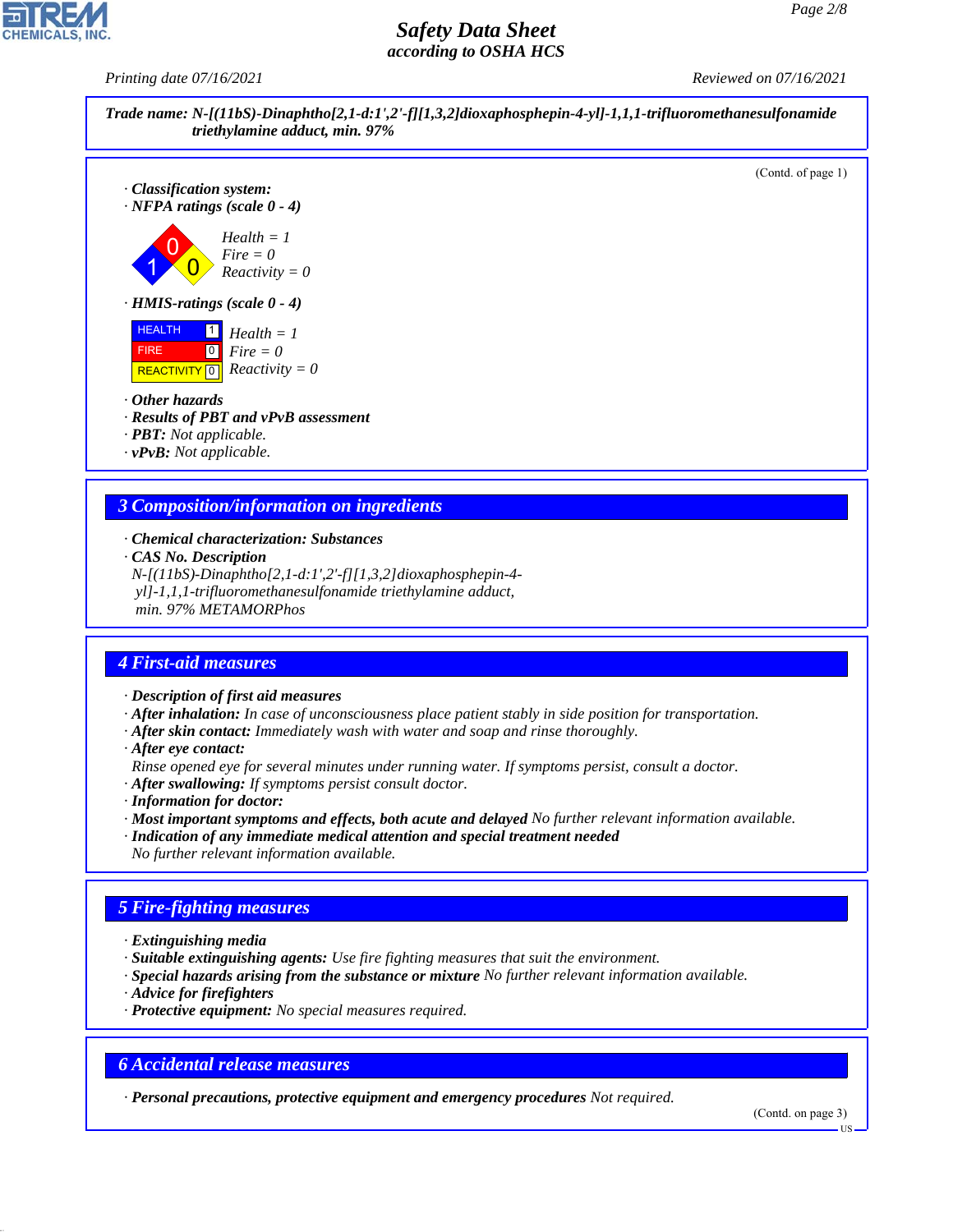**Trade name: N-[(11bS)-Dinaphtho[2,1-d:1',2'-f][1,3,2]dioxaphosphepin-4-yl]-1,1,1-trifluoromethanesulfonamide triethylamine adduct, min. 97%**

(Contd. of page 1)

· **Classification system:**

· **NFPA ratings (scale 0 - 4)**

Health = 1
Fire = 0
Reactivity = 0

· **HMIS-ratings (scale 0 - 4)**

| | | |
|---|---|---|
| HEALTH | 1 | Health = 1 |
| FIRE | 0 | Fire = 0 |
| REACTIVITY | 0 | Reactivity = 0 |

· **Other hazards**
· **Results of PBT and vPvB assessment**
· **PBT:** Not applicable.
· **vPvB:** Not applicable.

## 3 Composition/information on ingredients

· **Chemical characterization: Substances**
· **CAS No. Description**
N-[(11bS)-Dinaphtho[2,1-d:1',2'-f][1,3,2]dioxaphosphepin-4-yl]-1,1,1-trifluoromethanesulfonamide triethylamine adduct, min. 97% METAMORPhos

## 4 First-aid measures

· **Description of first aid measures**
· **After inhalation:** In case of unconsciousness place patient stably in side position for transportation.
· **After skin contact:** Immediately wash with water and soap and rinse thoroughly.
· **After eye contact:**
Rinse opened eye for several minutes under running water. If symptoms persist, consult a doctor.
· **After swallowing:** If symptoms persist consult doctor.
· **Information for doctor:**
· **Most important symptoms and effects, both acute and delayed** No further relevant information available.
· **Indication of any immediate medical attention and special treatment needed**
No further relevant information available.

## 5 Fire-fighting measures

· **Extinguishing media**
· **Suitable extinguishing agents:** Use fire fighting measures that suit the environment.
· **Special hazards arising from the substance or mixture** No further relevant information available.
· **Advice for firefighters**
· **Protective equipment:** No special measures required.

## 6 Accidental release measures

· **Personal precautions, protective equipment and emergency procedures** Not required.

(Contd. on page 3)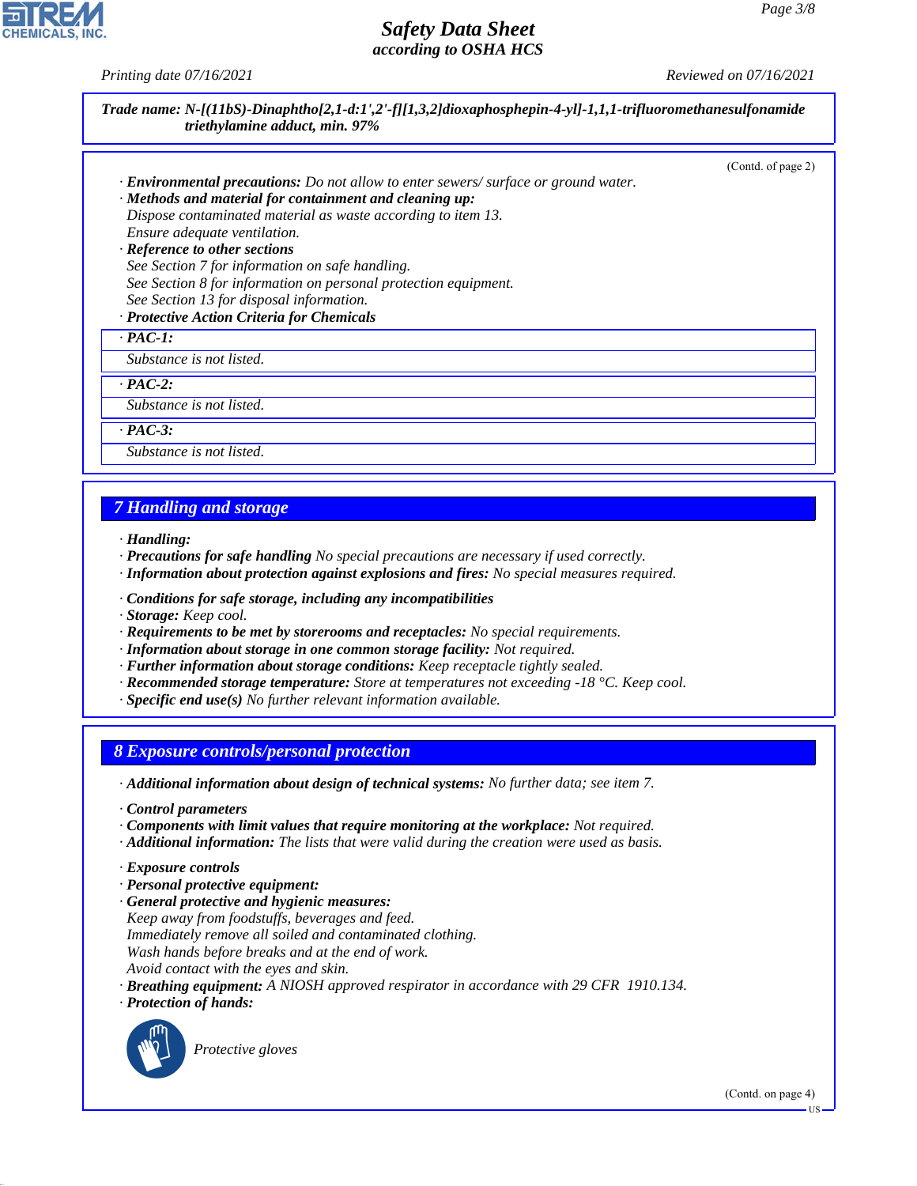**Trade name: N-[(11bS)-Dinaphtho[2,1-d:1',2'-f][1,3,2]dioxaphosphepin-4-yl]-1,1,1-trifluoromethanesulfonamide triethylamine adduct, min. 97%**

(Contd. of page 2)

· **Environmental precautions:** Do not allow to enter sewers/ surface or ground water.
· **Methods and material for containment and cleaning up:**
Dispose contaminated material as waste according to item 13.
Ensure adequate ventilation.
· **Reference to other sections**
See Section 7 for information on safe handling.
See Section 8 for information on personal protection equipment.
See Section 13 for disposal information.
· **Protective Action Criteria for Chemicals**

· **PAC-1:**
Substance is not listed.

· **PAC-2:**
Substance is not listed.

· **PAC-3:**
Substance is not listed.

## 7 Handling and storage

· **Handling:**
· **Precautions for safe handling** No special precautions are necessary if used correctly.
· **Information about protection against explosions and fires:** No special measures required.

· **Conditions for safe storage, including any incompatibilities**
· **Storage:** Keep cool.
· **Requirements to be met by storerooms and receptacles:** No special requirements.
· **Information about storage in one common storage facility:** Not required.
· **Further information about storage conditions:** Keep receptacle tightly sealed.
· **Recommended storage temperature:** Store at temperatures not exceeding -18 °C. Keep cool.
· **Specific end use(s)** No further relevant information available.

## 8 Exposure controls/personal protection

· **Additional information about design of technical systems:** No further data; see item 7.

· **Control parameters**
· **Components with limit values that require monitoring at the workplace:** Not required.
· **Additional information:** The lists that were valid during the creation were used as basis.

· **Exposure controls**
· **Personal protective equipment:**
· **General protective and hygienic measures:**
Keep away from foodstuffs, beverages and feed.
Immediately remove all soiled and contaminated clothing.
Wash hands before breaks and at the end of work.
Avoid contact with the eyes and skin.
· **Breathing equipment:** A NIOSH approved respirator in accordance with 29 CFR 1910.134.
· **Protection of hands:**

Protective gloves

(Contd. on page 4)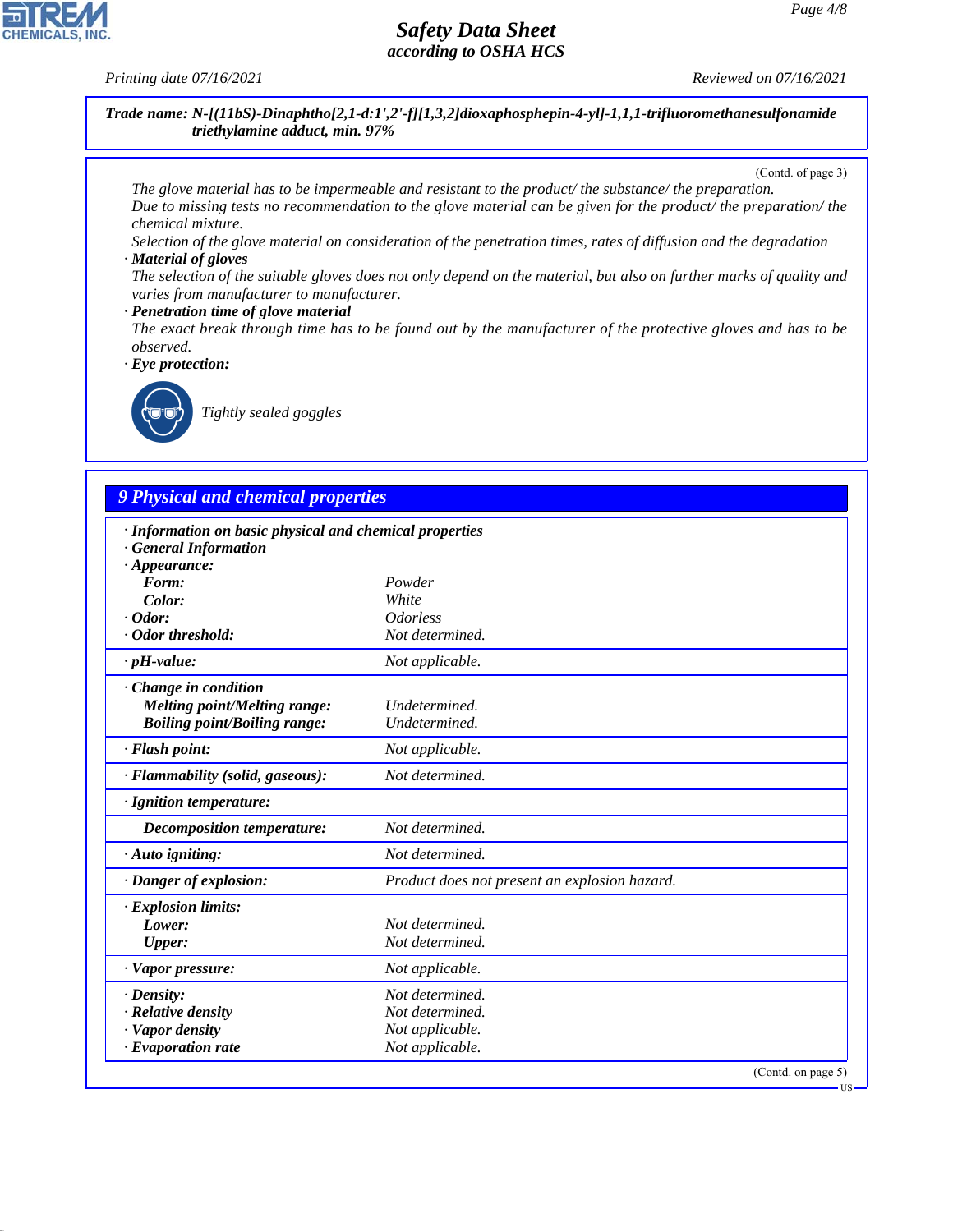**Trade name: N-[(11bS)-Dinaphtho[2,1-d:1',2'-f][1,3,2]dioxaphosphepin-4-yl]-1,1,1-trifluoromethanesulfonamide triethylamine adduct, min. 97%**

(Contd. of page 3)

The glove material has to be impermeable and resistant to the product/ the substance/ the preparation.
Due to missing tests no recommendation to the glove material can be given for the product/ the preparation/ the chemical mixture.
Selection of the glove material on consideration of the penetration times, rates of diffusion and the degradation

· **Material of gloves**
The selection of the suitable gloves does not only depend on the material, but also on further marks of quality and varies from manufacturer to manufacturer.

· **Penetration time of glove material**
The exact break through time has to be found out by the manufacturer of the protective gloves and has to be observed.

· **Eye protection:**

Tightly sealed goggles

## 9 Physical and chemical properties

| | |
|---|---|
| · **Information on basic physical and chemical properties** | |
| · **General Information** | |
| · **Appearance:** | |
| **Form:** | Powder |
| **Color:** | White |
| · **Odor:** | Odorless |
| · **Odor threshold:** | Not determined. |
| · **pH-value:** | Not applicable. |
| · **Change in condition** | |
| **Melting point/Melting range:** | Undetermined. |
| **Boiling point/Boiling range:** | Undetermined. |
| · **Flash point:** | Not applicable. |
| · **Flammability (solid, gaseous):** | Not determined. |
| · **Ignition temperature:** | |
| **Decomposition temperature:** | Not determined. |
| · **Auto igniting:** | Not determined. |
| · **Danger of explosion:** | Product does not present an explosion hazard. |
| · **Explosion limits:** | |
| **Lower:** | Not determined. |
| **Upper:** | Not determined. |
| · **Vapor pressure:** | Not applicable. |
| · **Density:** | Not determined. |
| · **Relative density** | Not determined. |
| · **Vapor density** | Not applicable. |
| · **Evaporation rate** | Not applicable. |

(Contd. on page 5)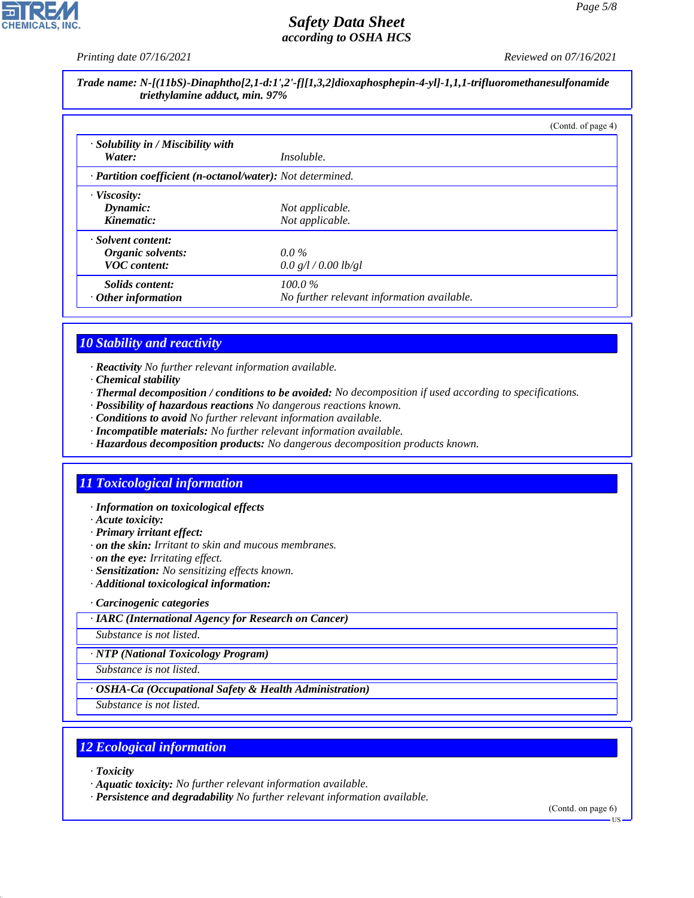**Trade name: N-[(11bS)-Dinaphtho[2,1-d:1',2'-f][1,3,2]dioxaphosphepin-4-yl]-1,1,1-trifluoromethanesulfonamide triethylamine adduct, min. 97%**

(Contd. of page 4)

| | |
|---|---|
| · **Solubility in / Miscibility with** | |
| **Water:** | Insoluble. |
| · **Partition coefficient (n-octanol/water):** | Not determined. |
| · **Viscosity:** | |
| **Dynamic:** | Not applicable. |
| **Kinematic:** | Not applicable. |
| · **Solvent content:** | |
| **Organic solvents:** | 0.0 % |
| **VOC content:** | 0.0 g/l / 0.00 lb/gl |
| **Solids content:** | 100.0 % |
| · **Other information** | No further relevant information available. |

## 10 Stability and reactivity

· **Reactivity** No further relevant information available.
· **Chemical stability**
· **Thermal decomposition / conditions to be avoided:** No decomposition if used according to specifications.
· **Possibility of hazardous reactions** No dangerous reactions known.
· **Conditions to avoid** No further relevant information available.
· **Incompatible materials:** No further relevant information available.
· **Hazardous decomposition products:** No dangerous decomposition products known.

## 11 Toxicological information

· **Information on toxicological effects**
· **Acute toxicity:**
· **Primary irritant effect:**
· **on the skin:** Irritant to skin and mucous membranes.
· **on the eye:** Irritating effect.
· **Sensitization:** No sensitizing effects known.
· **Additional toxicological information:**

· **Carcinogenic categories**

| · **IARC (International Agency for Research on Cancer)** |
|---|
| Substance is not listed. |

| · **NTP (National Toxicology Program)** |
|---|
| Substance is not listed. |

| · **OSHA-Ca (Occupational Safety & Health Administration)** |
|---|
| Substance is not listed. |

## 12 Ecological information

· **Toxicity**
· **Aquatic toxicity:** No further relevant information available.
· **Persistence and degradability** No further relevant information available.

(Contd. on page 6)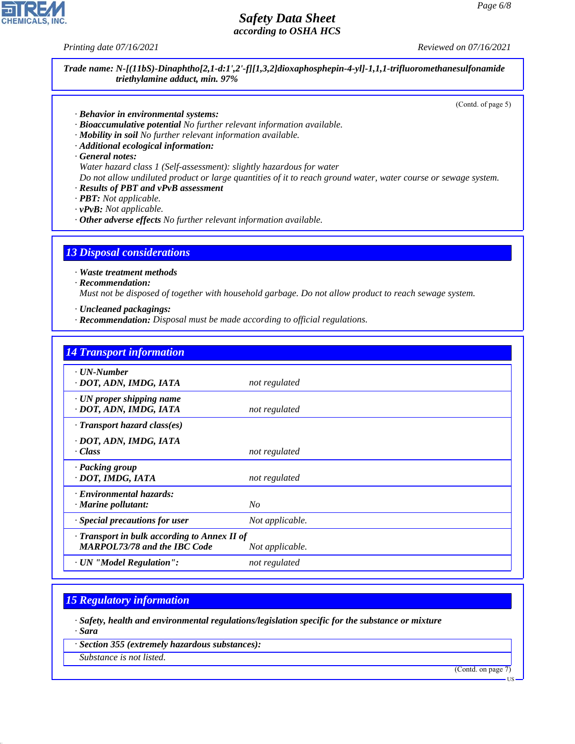Trade name: N-[(11bS)-Dinaphtho[2,1-d:1',2'-f][1,3,2]dioxaphosphepin-4-yl]-1,1,1-trifluoromethanesulfonamide triethylamine adduct, min. 97%

(Contd. of page 5)

· **Behavior in environmental systems:**
· **Bioaccumulative potential** No further relevant information available.
· **Mobility in soil** No further relevant information available.
· **Additional ecological information:**
· **General notes:**
Water hazard class 1 (Self-assessment): slightly hazardous for water
Do not allow undiluted product or large quantities of it to reach ground water, water course or sewage system.
· **Results of PBT and vPvB assessment**
· **PBT:** Not applicable.
· **vPvB:** Not applicable.
· **Other adverse effects** No further relevant information available.

## 13 Disposal considerations

· **Waste treatment methods**
· **Recommendation:**
Must not be disposed of together with household garbage. Do not allow product to reach sewage system.

· **Uncleaned packagings:**
· **Recommendation:** Disposal must be made according to official regulations.

## 14 Transport information

| | |
|---|---|
| · **UN-Number**<br>· **DOT, ADN, IMDG, IATA** | not regulated |
| · **UN proper shipping name**<br>· **DOT, ADN, IMDG, IATA** | not regulated |
| · **Transport hazard class(es)**<br>· **DOT, ADN, IMDG, IATA**<br>· **Class** | not regulated |
| · **Packing group**<br>· **DOT, IMDG, IATA** | not regulated |
| · **Environmental hazards:**<br>· **Marine pollutant:** | No |
| · **Special precautions for user** | Not applicable. |
| · **Transport in bulk according to Annex II of MARPOL73/78 and the IBC Code** | Not applicable. |
| · **UN "Model Regulation":** | not regulated |

## 15 Regulatory information

· **Safety, health and environmental regulations/legislation specific for the substance or mixture**
· **Sara**

· **Section 355 (extremely hazardous substances):**
Substance is not listed.

(Contd. on page 7)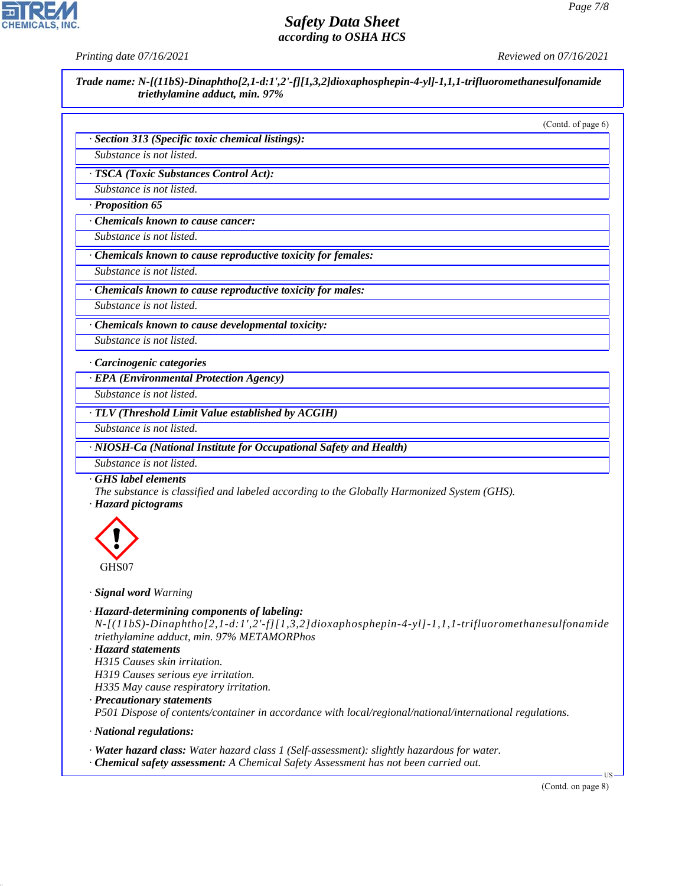**Trade name: N-[(11bS)-Dinaphtho[2,1-d:1',2'-f][1,3,2]dioxaphosphepin-4-yl]-1,1,1-trifluoromethanesulfonamide triethylamine adduct, min. 97%**

(Contd. of page 6)

· **Section 313 (Specific toxic chemical listings):**

Substance is not listed.

· **TSCA (Toxic Substances Control Act):**

Substance is not listed.

· **Proposition 65**

· **Chemicals known to cause cancer:**

Substance is not listed.

· **Chemicals known to cause reproductive toxicity for females:**

Substance is not listed.

· **Chemicals known to cause reproductive toxicity for males:**

Substance is not listed.

· **Chemicals known to cause developmental toxicity:**

Substance is not listed.

· **Carcinogenic categories**

· **EPA (Environmental Protection Agency)**

Substance is not listed.

· **TLV (Threshold Limit Value established by ACGIH)**

Substance is not listed.

· **NIOSH-Ca (National Institute for Occupational Safety and Health)**

Substance is not listed.

· **GHS label elements**

The substance is classified and labeled according to the Globally Harmonized System (GHS).

· **Hazard pictograms**

GHS07

· **Signal word** Warning

· **Hazard-determining components of labeling:**

N-[(11bS)-Dinaphtho[2,1-d:1',2'-f][1,3,2]dioxaphosphepin-4-yl]-1,1,1-trifluoromethanesulfonamide triethylamine adduct, min. 97% METAMORPhos

· **Hazard statements**

H315 Causes skin irritation.
H319 Causes serious eye irritation.
H335 May cause respiratory irritation.

· **Precautionary statements**

P501 Dispose of contents/container in accordance with local/regional/national/international regulations.

· **National regulations:**

· **Water hazard class:** Water hazard class 1 (Self-assessment): slightly hazardous for water.

· **Chemical safety assessment:** A Chemical Safety Assessment has not been carried out.

(Contd. on page 8)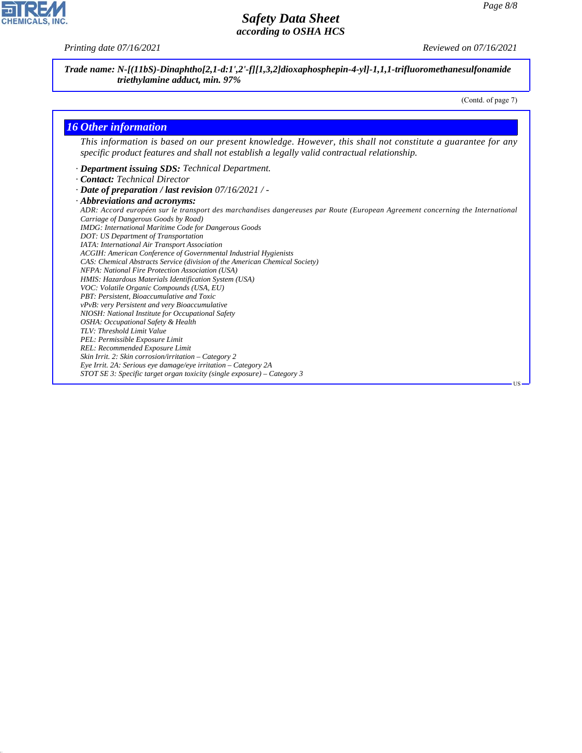**Trade name: N-[(11bS)-Dinaphtho[2,1-d:1',2'-f][1,3,2]dioxaphosphepin-4-yl]-1,1,1-trifluoromethanesulfonamide triethylamine adduct, min. 97%**

(Contd. of page 7)

## 16 Other information

*This information is based on our present knowledge. However, this shall not constitute a guarantee for any specific product features and shall not establish a legally valid contractual relationship.*

· **Department issuing SDS:** Technical Department.
· **Contact:** Technical Director
· **Date of preparation / last revision** 07/16/2021 / -
· **Abbreviations and acronyms:**
ADR: Accord européen sur le transport des marchandises dangereuses par Route (European Agreement concerning the International Carriage of Dangerous Goods by Road)
IMDG: International Maritime Code for Dangerous Goods
DOT: US Department of Transportation
IATA: International Air Transport Association
ACGIH: American Conference of Governmental Industrial Hygienists
CAS: Chemical Abstracts Service (division of the American Chemical Society)
NFPA: National Fire Protection Association (USA)
HMIS: Hazardous Materials Identification System (USA)
VOC: Volatile Organic Compounds (USA, EU)
PBT: Persistent, Bioaccumulative and Toxic
vPvB: very Persistent and very Bioaccumulative
NIOSH: National Institute for Occupational Safety
OSHA: Occupational Safety & Health
TLV: Threshold Limit Value
PEL: Permissible Exposure Limit
REL: Recommended Exposure Limit
Skin Irrit. 2: Skin corrosion/irritation – Category 2
Eye Irrit. 2A: Serious eye damage/eye irritation – Category 2A
STOT SE 3: Specific target organ toxicity (single exposure) – Category 3

US